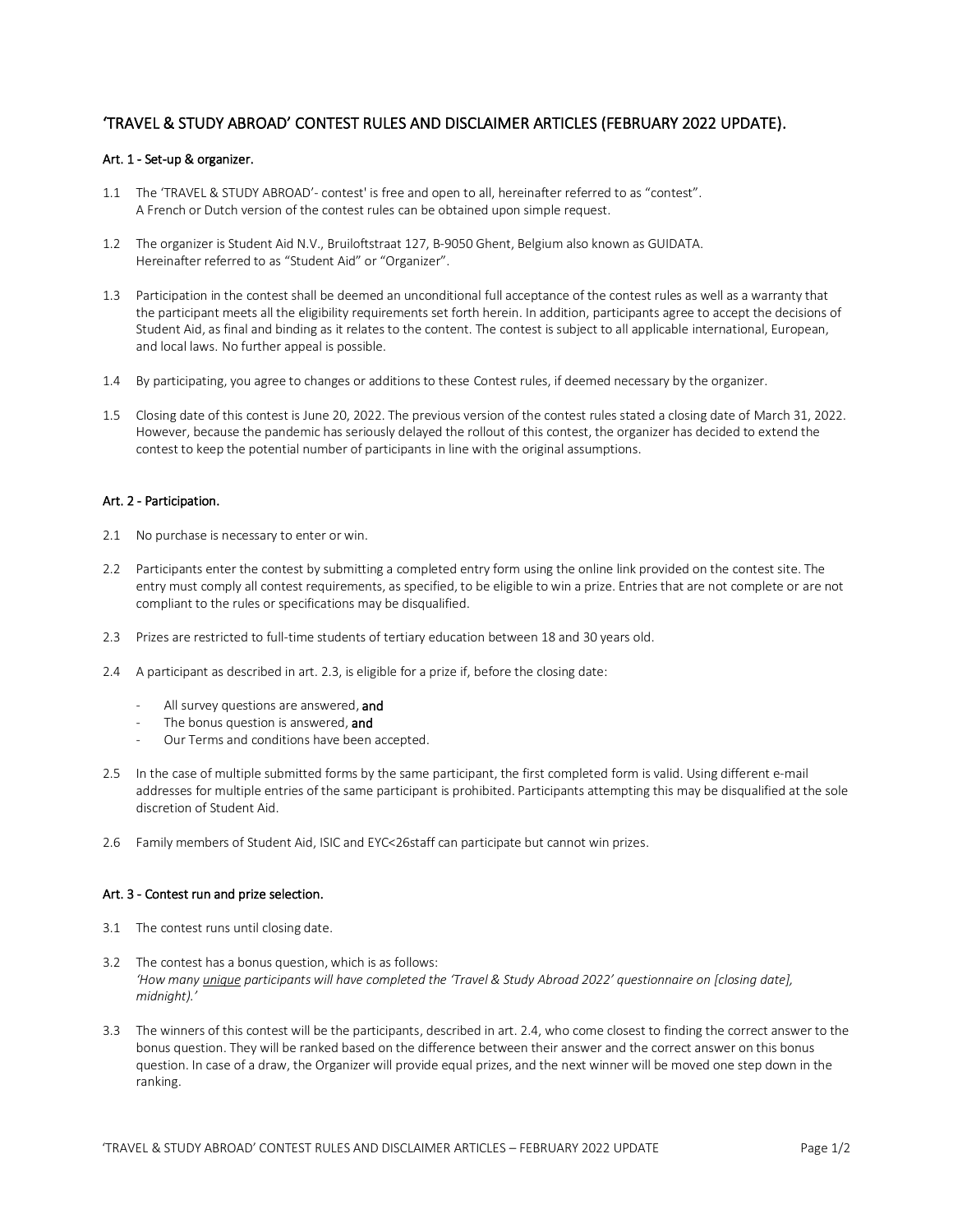# 'TRAVEL & STUDY ABROAD' CONTEST RULES AND DISCLAIMER ARTICLES (FEBRUARY 2022 UPDATE).

## Art. 1 - Set-up & organizer.

1.1 The 'TRAVEL & STUDY ABROAD'- contest' is free and open to all, hereinafter referred to as "contest".
A French or Dutch version of the contest rules can be obtained upon simple request.

1.2 The organizer is Student Aid N.V., Bruiloftstraat 127, B-9050 Ghent, Belgium also known as GUIDATA.
Hereinafter referred to as "Student Aid" or "Organizer".

1.3 Participation in the contest shall be deemed an unconditional full acceptance of the contest rules as well as a warranty that the participant meets all the eligibility requirements set forth herein. In addition, participants agree to accept the decisions of Student Aid, as final and binding as it relates to the content. The contest is subject to all applicable international, European, and local laws. No further appeal is possible.

1.4 By participating, you agree to changes or additions to these Contest rules, if deemed necessary by the organizer.

1.5 Closing date of this contest is June 20, 2022. The previous version of the contest rules stated a closing date of March 31, 2022. However, because the pandemic has seriously delayed the rollout of this contest, the organizer has decided to extend the contest to keep the potential number of participants in line with the original assumptions.

## Art. 2 - Participation.

2.1 No purchase is necessary to enter or win.

2.2 Participants enter the contest by submitting a completed entry form using the online link provided on the contest site. The entry must comply all contest requirements, as specified, to be eligible to win a prize. Entries that are not complete or are not compliant to the rules or specifications may be disqualified.

2.3 Prizes are restricted to full-time students of tertiary education between 18 and 30 years old.

2.4 A participant as described in art. 2.3, is eligible for a prize if, before the closing date:

- All survey questions are answered, **and**
- The bonus question is answered, **and**
- Our Terms and conditions have been accepted.

2.5 In the case of multiple submitted forms by the same participant, the first completed form is valid. Using different e-mail addresses for multiple entries of the same participant is prohibited. Participants attempting this may be disqualified at the sole discretion of Student Aid.

2.6 Family members of Student Aid, ISIC and EYC<26staff can participate but cannot win prizes.

## Art. 3 - Contest run and prize selection.

3.1 The contest runs until closing date.

3.2 The contest has a bonus question, which is as follows:
*'How many unique participants will have completed the 'Travel & Study Abroad 2022' questionnaire on [closing date], midnight).'*

3.3 The winners of this contest will be the participants, described in art. 2.4, who come closest to finding the correct answer to the bonus question. They will be ranked based on the difference between their answer and the correct answer on this bonus question. In case of a draw, the Organizer will provide equal prizes, and the next winner will be moved one step down in the ranking.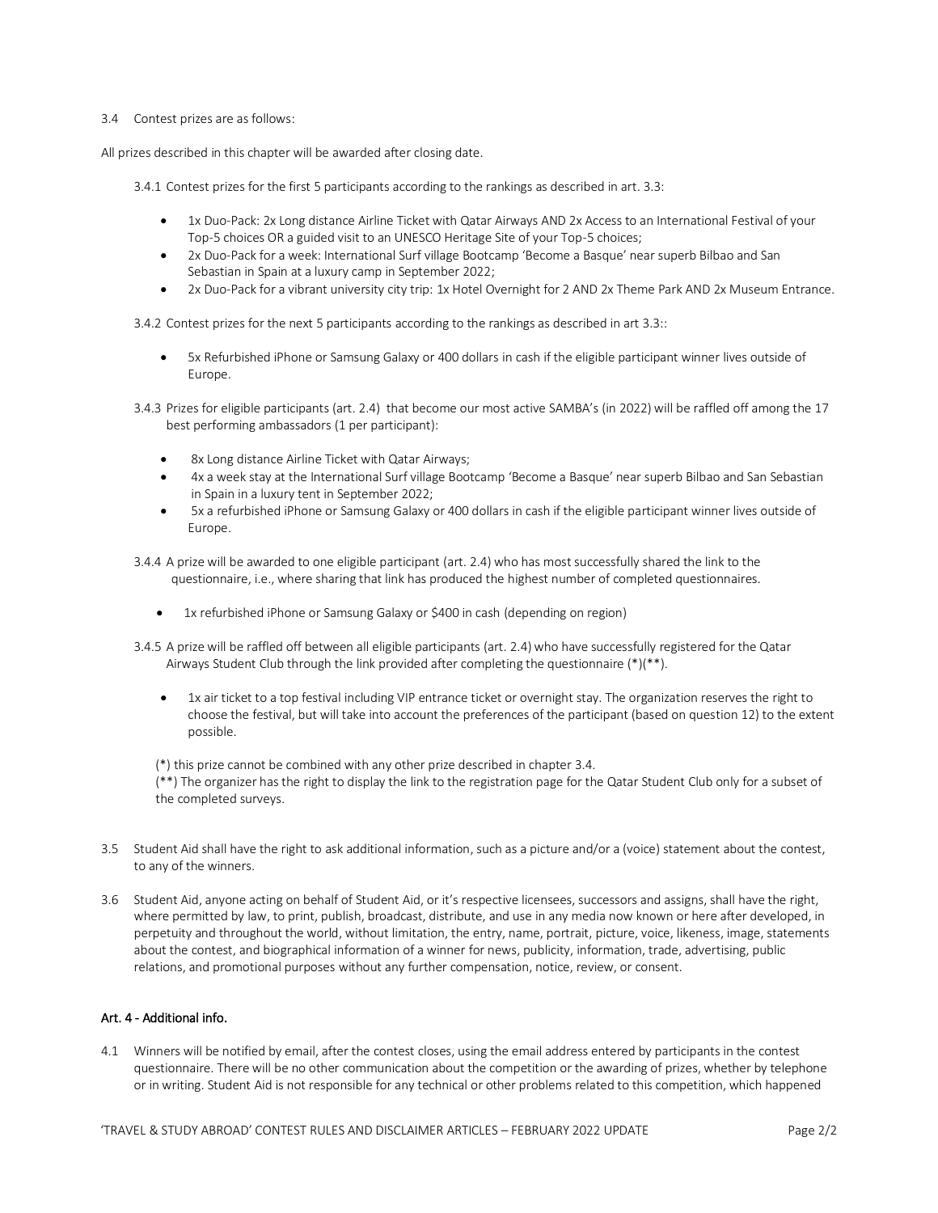3.4 Contest prizes are as follows:

All prizes described in this chapter will be awarded after closing date.

3.4.1 Contest prizes for the first 5 participants according to the rankings as described in art. 3.3:

- 1x Duo-Pack: 2x Long distance Airline Ticket with Qatar Airways AND 2x Access to an International Festival of your Top-5 choices OR a guided visit to an UNESCO Heritage Site of your Top-5 choices;
- 2x Duo-Pack for a week: International Surf village Bootcamp 'Become a Basque' near superb Bilbao and San Sebastian in Spain at a luxury camp in September 2022;
- 2x Duo-Pack for a vibrant university city trip: 1x Hotel Overnight for 2 AND 2x Theme Park AND 2x Museum Entrance.

3.4.2 Contest prizes for the next 5 participants according to the rankings as described in art 3.3::

- 5x Refurbished iPhone or Samsung Galaxy or 400 dollars in cash if the eligible participant winner lives outside of Europe.

3.4.3 Prizes for eligible participants (art. 2.4) that become our most active SAMBA's (in 2022) will be raffled off among the 17 best performing ambassadors (1 per participant):

- 8x Long distance Airline Ticket with Qatar Airways;
- 4x a week stay at the International Surf village Bootcamp 'Become a Basque' near superb Bilbao and San Sebastian in Spain in a luxury tent in September 2022;
- 5x a refurbished iPhone or Samsung Galaxy or 400 dollars in cash if the eligible participant winner lives outside of Europe.

3.4.4 A prize will be awarded to one eligible participant (art. 2.4) who has most successfully shared the link to the questionnaire, i.e., where sharing that link has produced the highest number of completed questionnaires.

- 1x refurbished iPhone or Samsung Galaxy or $400 in cash (depending on region)

3.4.5 A prize will be raffled off between all eligible participants (art. 2.4) who have successfully registered for the Qatar Airways Student Club through the link provided after completing the questionnaire (*)(**).

- 1x air ticket to a top festival including VIP entrance ticket or overnight stay. The organization reserves the right to choose the festival, but will take into account the preferences of the participant (based on question 12) to the extent possible.

(*) this prize cannot be combined with any other prize described in chapter 3.4.
(**) The organizer has the right to display the link to the registration page for the Qatar Student Club only for a subset of the completed surveys.

3.5 Student Aid shall have the right to ask additional information, such as a picture and/or a (voice) statement about the contest, to any of the winners.

3.6 Student Aid, anyone acting on behalf of Student Aid, or it's respective licensees, successors and assigns, shall have the right, where permitted by law, to print, publish, broadcast, distribute, and use in any media now known or here after developed, in perpetuity and throughout the world, without limitation, the entry, name, portrait, picture, voice, likeness, image, statements about the contest, and biographical information of a winner for news, publicity, information, trade, advertising, public relations, and promotional purposes without any further compensation, notice, review, or consent.

## Art. 4 - Additional info.

4.1 Winners will be notified by email, after the contest closes, using the email address entered by participants in the contest questionnaire. There will be no other communication about the competition or the awarding of prizes, whether by telephone or in writing. Student Aid is not responsible for any technical or other problems related to this competition, which happened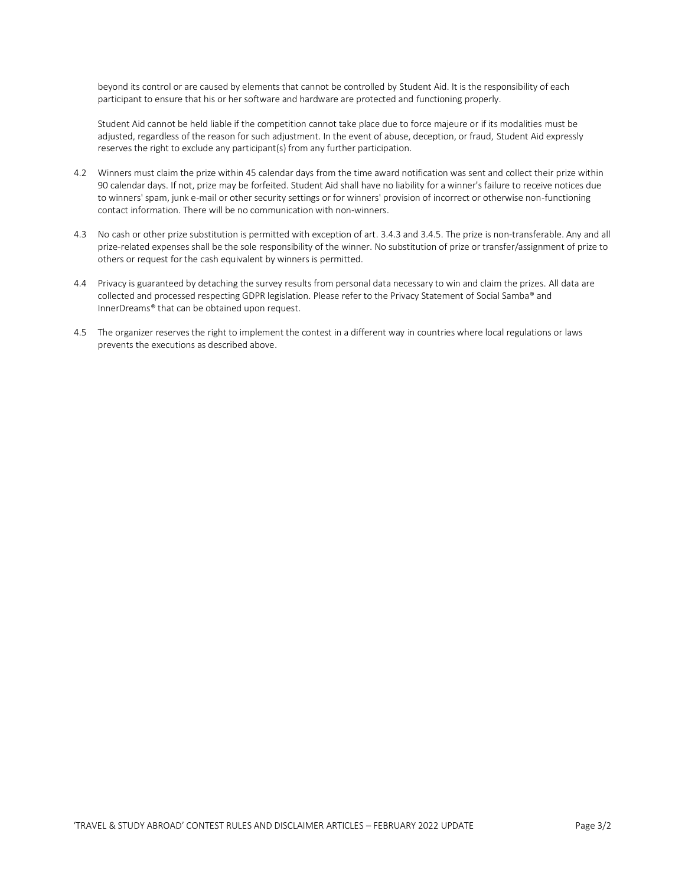beyond its control or are caused by elements that cannot be controlled by Student Aid. It is the responsibility of each participant to ensure that his or her software and hardware are protected and functioning properly.

Student Aid cannot be held liable if the competition cannot take place due to force majeure or if its modalities must be adjusted, regardless of the reason for such adjustment. In the event of abuse, deception, or fraud, Student Aid expressly reserves the right to exclude any participant(s) from any further participation.

4.2 Winners must claim the prize within 45 calendar days from the time award notification was sent and collect their prize within 90 calendar days. If not, prize may be forfeited. Student Aid shall have no liability for a winner's failure to receive notices due to winners' spam, junk e-mail or other security settings or for winners' provision of incorrect or otherwise non-functioning contact information. There will be no communication with non-winners.

4.3 No cash or other prize substitution is permitted with exception of art. 3.4.3 and 3.4.5. The prize is non-transferable. Any and all prize-related expenses shall be the sole responsibility of the winner. No substitution of prize or transfer/assignment of prize to others or request for the cash equivalent by winners is permitted.

4.4 Privacy is guaranteed by detaching the survey results from personal data necessary to win and claim the prizes. All data are collected and processed respecting GDPR legislation. Please refer to the Privacy Statement of Social Samba® and InnerDreams® that can be obtained upon request.

4.5 The organizer reserves the right to implement the contest in a different way in countries where local regulations or laws prevents the executions as described above.